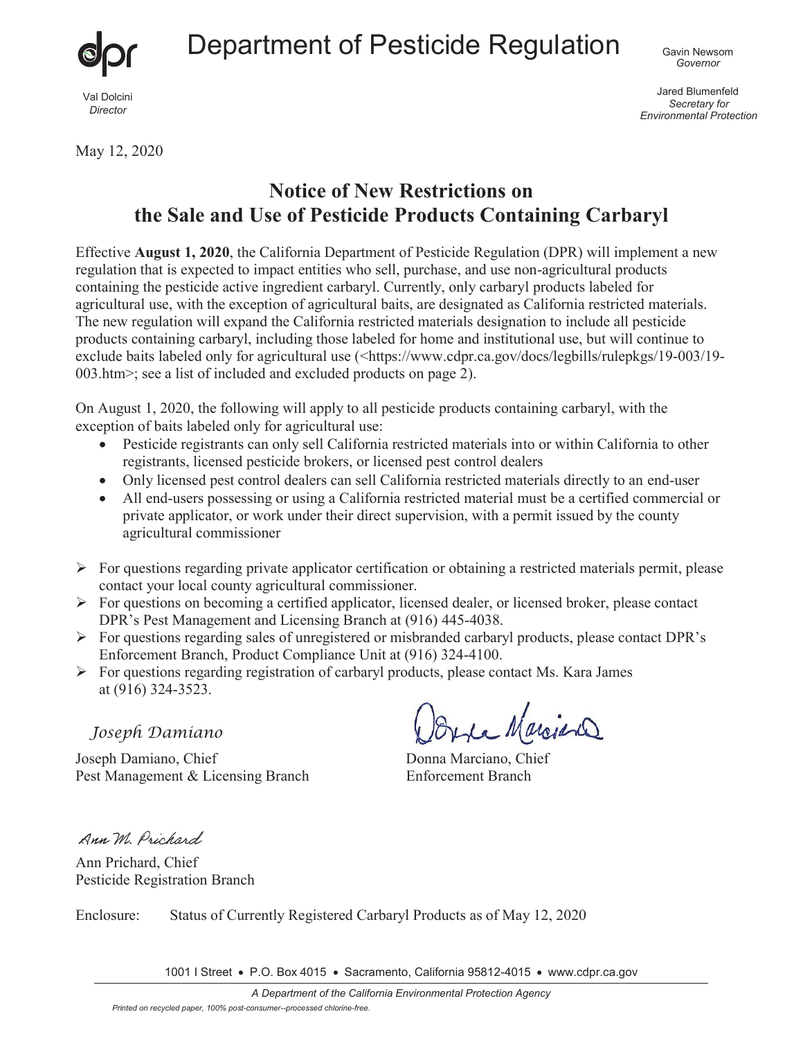dpr

# Department of Pesticide Regulation

Val Dolcini
*Director*

Gavin Newsom
*Governor*

Jared Blumenfeld
*Secretary for Environmental Protection*

May 12, 2020

## Notice of New Restrictions on the Sale and Use of Pesticide Products Containing Carbaryl

Effective **August 1, 2020**, the California Department of Pesticide Regulation (DPR) will implement a new regulation that is expected to impact entities who sell, purchase, and use non-agricultural products containing the pesticide active ingredient carbaryl. Currently, only carbaryl products labeled for agricultural use, with the exception of agricultural baits, are designated as California restricted materials. The new regulation will expand the California restricted materials designation to include all pesticide products containing carbaryl, including those labeled for home and institutional use, but will continue to exclude baits labeled only for agricultural use (<https://www.cdpr.ca.gov/docs/legbills/rulepkgs/19-003/19-003.htm>; see a list of included and excluded products on page 2).

On August 1, 2020, the following will apply to all pesticide products containing carbaryl, with the exception of baits labeled only for agricultural use:

- Pesticide registrants can only sell California restricted materials into or within California to other registrants, licensed pesticide brokers, or licensed pest control dealers
- Only licensed pest control dealers can sell California restricted materials directly to an end-user
- All end-users possessing or using a California restricted material must be a certified commercial or private applicator, or work under their direct supervision, with a permit issued by the county agricultural commissioner

- For questions regarding private applicator certification or obtaining a restricted materials permit, please contact your local county agricultural commissioner.
- For questions on becoming a certified applicator, licensed dealer, or licensed broker, please contact DPR's Pest Management and Licensing Branch at (916) 445-4038.
- For questions regarding sales of unregistered or misbranded carbaryl products, please contact DPR's Enforcement Branch, Product Compliance Unit at (916) 324-4100.
- For questions regarding registration of carbaryl products, please contact Ms. Kara James at (916) 324-3523.

*Joseph Damiano*

Joseph Damiano, Chief
Pest Management & Licensing Branch

Donna Marciano, Chief
Enforcement Branch

*Ann M. Prichard*

Ann Prichard, Chief
Pesticide Registration Branch

Enclosure: Status of Currently Registered Carbaryl Products as of May 12, 2020

1001 I Street • P.O. Box 4015 • Sacramento, California 95812-4015 • www.cdpr.ca.gov

*A Department of the California Environmental Protection Agency*

*Printed on recycled paper, 100% post-consumer--processed chlorine-free.*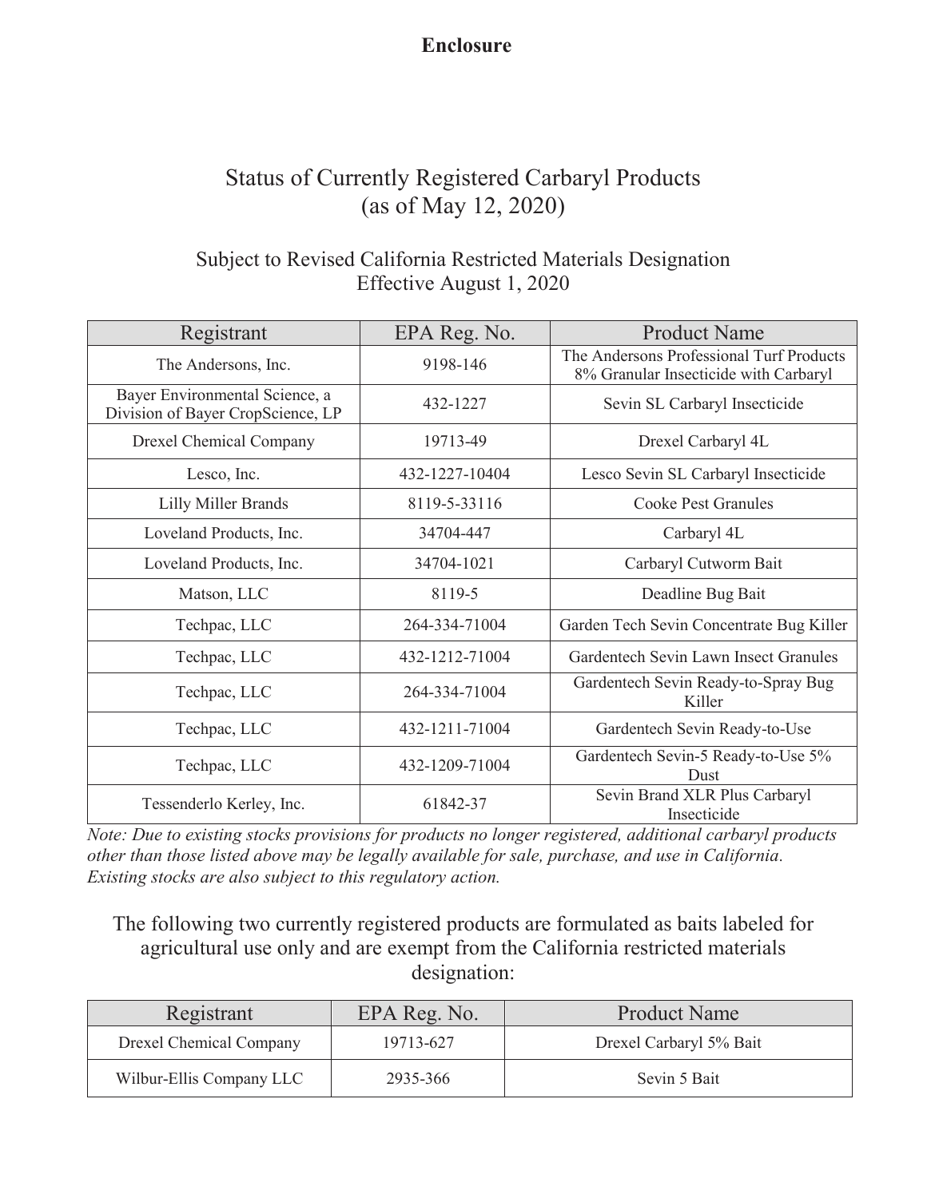**Enclosure**

# Status of Currently Registered Carbaryl Products (as of May 12, 2020)

## Subject to Revised California Restricted Materials Designation Effective August 1, 2020

| Registrant | EPA Reg. No. | Product Name |
|---|---|---|
| The Andersons, Inc. | 9198-146 | The Andersons Professional Turf Products 8% Granular Insecticide with Carbaryl |
| Bayer Environmental Science, a Division of Bayer CropScience, LP | 432-1227 | Sevin SL Carbaryl Insecticide |
| Drexel Chemical Company | 19713-49 | Drexel Carbaryl 4L |
| Lesco, Inc. | 432-1227-10404 | Lesco Sevin SL Carbaryl Insecticide |
| Lilly Miller Brands | 8119-5-33116 | Cooke Pest Granules |
| Loveland Products, Inc. | 34704-447 | Carbaryl 4L |
| Loveland Products, Inc. | 34704-1021 | Carbaryl Cutworm Bait |
| Matson, LLC | 8119-5 | Deadline Bug Bait |
| Techpac, LLC | 264-334-71004 | Garden Tech Sevin Concentrate Bug Killer |
| Techpac, LLC | 432-1212-71004 | Gardentech Sevin Lawn Insect Granules |
| Techpac, LLC | 264-334-71004 | Gardentech Sevin Ready-to-Spray Bug Killer |
| Techpac, LLC | 432-1211-71004 | Gardentech Sevin Ready-to-Use |
| Techpac, LLC | 432-1209-71004 | Gardentech Sevin-5 Ready-to-Use 5% Dust |
| Tessenderlo Kerley, Inc. | 61842-37 | Sevin Brand XLR Plus Carbaryl Insecticide |

*Note: Due to existing stocks provisions for products no longer registered, additional carbaryl products other than those listed above may be legally available for sale, purchase, and use in California. Existing stocks are also subject to this regulatory action.*

The following two currently registered products are formulated as baits labeled for agricultural use only and are exempt from the California restricted materials designation:

| Registrant | EPA Reg. No. | Product Name |
|---|---|---|
| Drexel Chemical Company | 19713-627 | Drexel Carbaryl 5% Bait |
| Wilbur-Ellis Company LLC | 2935-366 | Sevin 5 Bait |